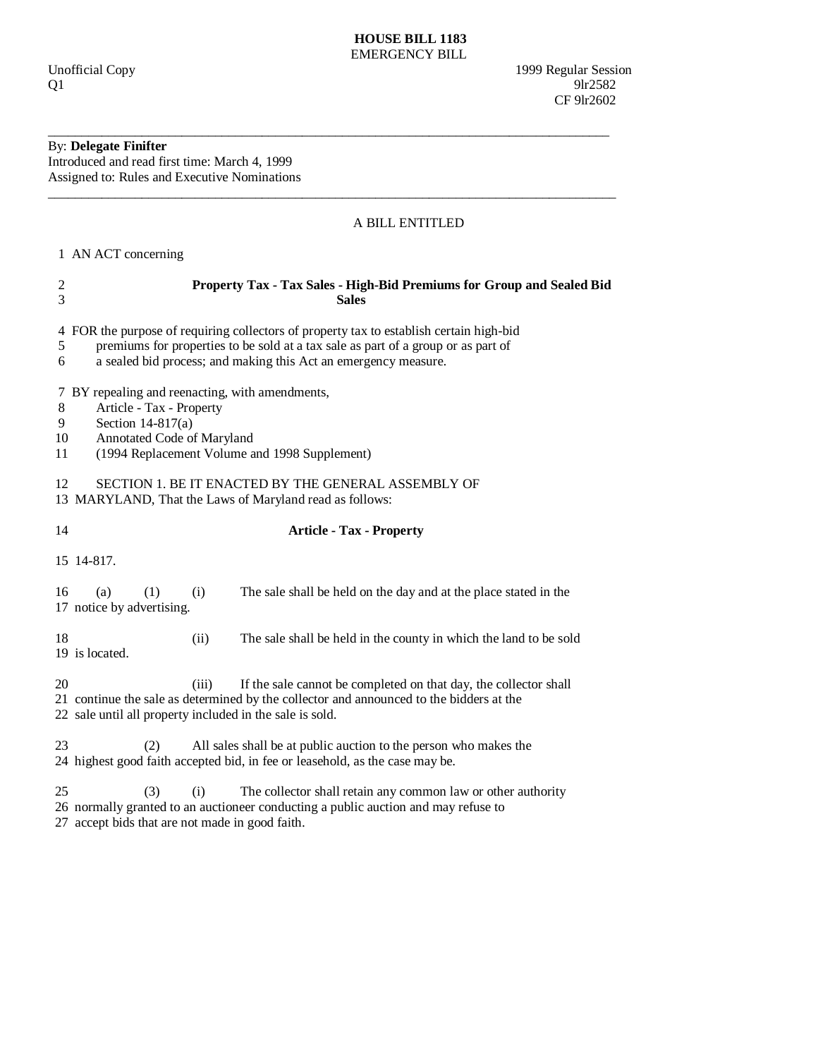**HOUSE BILL 1183**
EMERGENCY BILL

Unofficial Copy 1999 Regular Session
Q1 9lr2582
CF 9lr2602

---

By: **Delegate Finifter**
Introduced and read first time: March 4, 1999
Assigned to: Rules and Executive Nominations

---

A BILL ENTITLED

1 AN ACT concerning

2 **Property Tax - Tax Sales - High-Bid Premiums for Group and Sealed Bid**
3 **Sales**

4 FOR the purpose of requiring collectors of property tax to establish certain high-bid
5 premiums for properties to be sold at a tax sale as part of a group or as part of
6 a sealed bid process; and making this Act an emergency measure.

7 BY repealing and reenacting, with amendments,
8 Article - Tax - Property
9 Section 14-817(a)
10 Annotated Code of Maryland
11 (1994 Replacement Volume and 1998 Supplement)

12 SECTION 1. BE IT ENACTED BY THE GENERAL ASSEMBLY OF
13 MARYLAND, That the Laws of Maryland read as follows:

14 **Article - Tax - Property**

15 14-817.

16 (a) (1) (i) The sale shall be held on the day and at the place stated in the
17 notice by advertising.

18 (ii) The sale shall be held in the county in which the land to be sold
19 is located.

20 (iii) If the sale cannot be completed on that day, the collector shall
21 continue the sale as determined by the collector and announced to the bidders at the
22 sale until all property included in the sale is sold.

23 (2) All sales shall be at public auction to the person who makes the
24 highest good faith accepted bid, in fee or leasehold, as the case may be.

25 (3) (i) The collector shall retain any common law or other authority
26 normally granted to an auctioneer conducting a public auction and may refuse to
27 accept bids that are not made in good faith.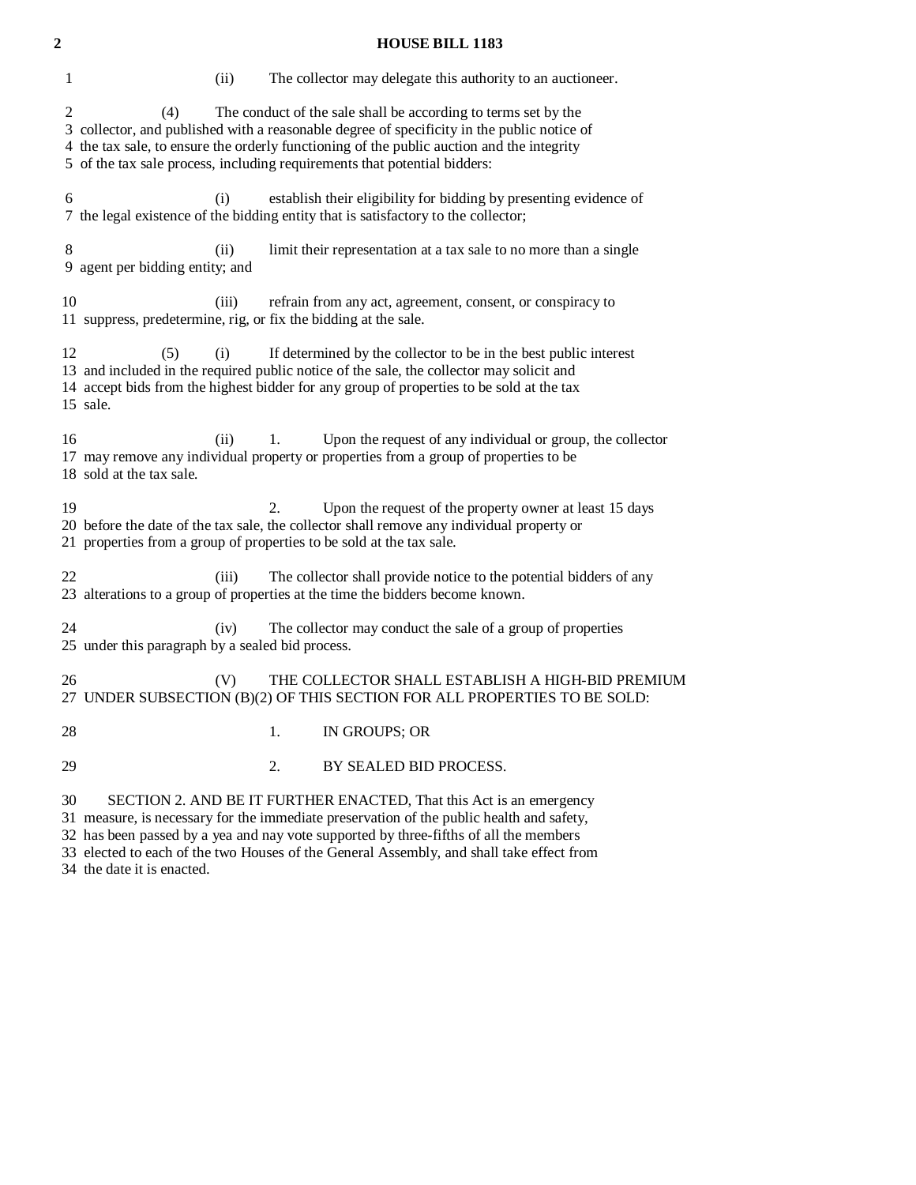(ii) The collector may delegate this authority to an auctioneer.

(4) The conduct of the sale shall be according to terms set by the collector, and published with a reasonable degree of specificity in the public notice of the tax sale, to ensure the orderly functioning of the public auction and the integrity of the tax sale process, including requirements that potential bidders:

(i) establish their eligibility for bidding by presenting evidence of the legal existence of the bidding entity that is satisfactory to the collector;

(ii) limit their representation at a tax sale to no more than a single agent per bidding entity; and

(iii) refrain from any act, agreement, consent, or conspiracy to suppress, predetermine, rig, or fix the bidding at the sale.

(5) (i) If determined by the collector to be in the best public interest and included in the required public notice of the sale, the collector may solicit and accept bids from the highest bidder for any group of properties to be sold at the tax sale.

(ii) 1. Upon the request of any individual or group, the collector may remove any individual property or properties from a group of properties to be sold at the tax sale.

2. Upon the request of the property owner at least 15 days before the date of the tax sale, the collector shall remove any individual property or properties from a group of properties to be sold at the tax sale.

(iii) The collector shall provide notice to the potential bidders of any alterations to a group of properties at the time the bidders become known.

(iv) The collector may conduct the sale of a group of properties under this paragraph by a sealed bid process.

(V) THE COLLECTOR SHALL ESTABLISH A HIGH-BID PREMIUM UNDER SUBSECTION (B)(2) OF THIS SECTION FOR ALL PROPERTIES TO BE SOLD:

1. IN GROUPS; OR

2. BY SEALED BID PROCESS.

SECTION 2. AND BE IT FURTHER ENACTED, That this Act is an emergency measure, is necessary for the immediate preservation of the public health and safety, has been passed by a yea and nay vote supported by three-fifths of all the members elected to each of the two Houses of the General Assembly, and shall take effect from the date it is enacted.